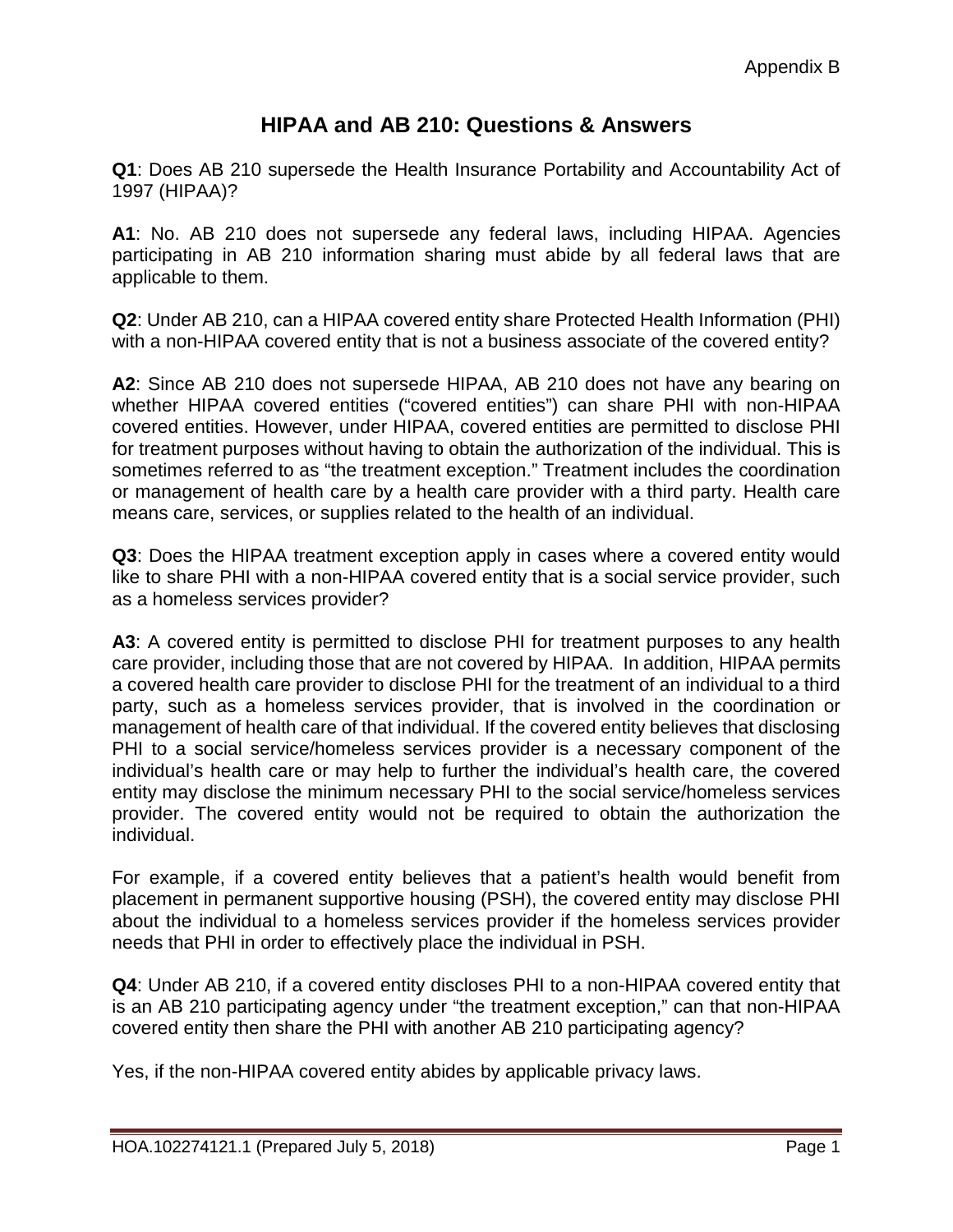Appendix B

# HIPAA and AB 210: Questions & Answers

**Q1**: Does AB 210 supersede the Health Insurance Portability and Accountability Act of 1997 (HIPAA)?

**A1**: No. AB 210 does not supersede any federal laws, including HIPAA. Agencies participating in AB 210 information sharing must abide by all federal laws that are applicable to them.

**Q2**: Under AB 210, can a HIPAA covered entity share Protected Health Information (PHI) with a non-HIPAA covered entity that is not a business associate of the covered entity?

**A2**: Since AB 210 does not supersede HIPAA, AB 210 does not have any bearing on whether HIPAA covered entities ("covered entities") can share PHI with non-HIPAA covered entities. However, under HIPAA, covered entities are permitted to disclose PHI for treatment purposes without having to obtain the authorization of the individual. This is sometimes referred to as "the treatment exception." Treatment includes the coordination or management of health care by a health care provider with a third party. Health care means care, services, or supplies related to the health of an individual.

**Q3**: Does the HIPAA treatment exception apply in cases where a covered entity would like to share PHI with a non-HIPAA covered entity that is a social service provider, such as a homeless services provider?

**A3**: A covered entity is permitted to disclose PHI for treatment purposes to any health care provider, including those that are not covered by HIPAA. In addition, HIPAA permits a covered health care provider to disclose PHI for the treatment of an individual to a third party, such as a homeless services provider, that is involved in the coordination or management of health care of that individual. If the covered entity believes that disclosing PHI to a social service/homeless services provider is a necessary component of the individual's health care or may help to further the individual's health care, the covered entity may disclose the minimum necessary PHI to the social service/homeless services provider. The covered entity would not be required to obtain the authorization the individual.

For example, if a covered entity believes that a patient's health would benefit from placement in permanent supportive housing (PSH), the covered entity may disclose PHI about the individual to a homeless services provider if the homeless services provider needs that PHI in order to effectively place the individual in PSH.

**Q4**: Under AB 210, if a covered entity discloses PHI to a non-HIPAA covered entity that is an AB 210 participating agency under "the treatment exception," can that non-HIPAA covered entity then share the PHI with another AB 210 participating agency?

Yes, if the non-HIPAA covered entity abides by applicable privacy laws.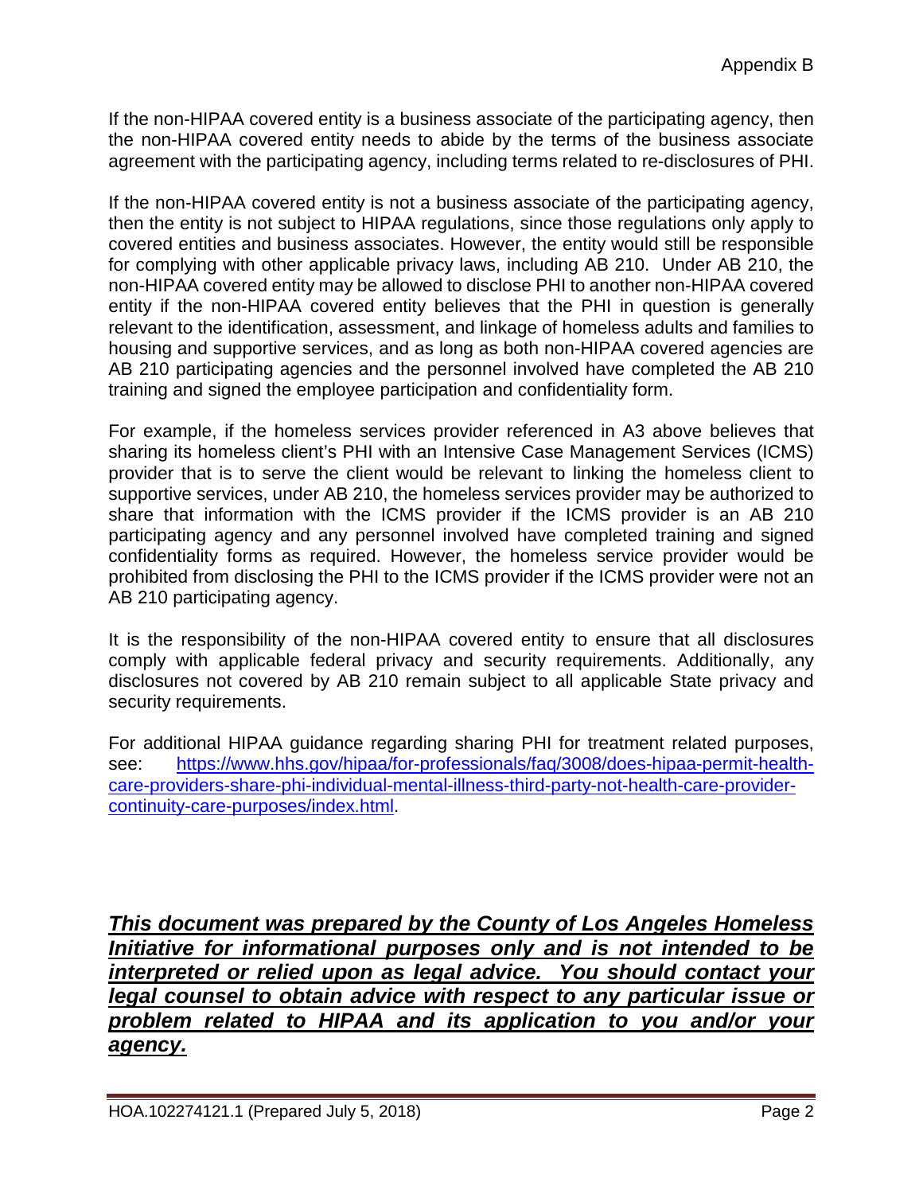If the non-HIPAA covered entity is a business associate of the participating agency, then the non-HIPAA covered entity needs to abide by the terms of the business associate agreement with the participating agency, including terms related to re-disclosures of PHI.

If the non-HIPAA covered entity is not a business associate of the participating agency, then the entity is not subject to HIPAA regulations, since those regulations only apply to covered entities and business associates. However, the entity would still be responsible for complying with other applicable privacy laws, including AB 210. Under AB 210, the non-HIPAA covered entity may be allowed to disclose PHI to another non-HIPAA covered entity if the non-HIPAA covered entity believes that the PHI in question is generally relevant to the identification, assessment, and linkage of homeless adults and families to housing and supportive services, and as long as both non-HIPAA covered agencies are AB 210 participating agencies and the personnel involved have completed the AB 210 training and signed the employee participation and confidentiality form.

For example, if the homeless services provider referenced in A3 above believes that sharing its homeless client's PHI with an Intensive Case Management Services (ICMS) provider that is to serve the client would be relevant to linking the homeless client to supportive services, under AB 210, the homeless services provider may be authorized to share that information with the ICMS provider if the ICMS provider is an AB 210 participating agency and any personnel involved have completed training and signed confidentiality forms as required. However, the homeless service provider would be prohibited from disclosing the PHI to the ICMS provider if the ICMS provider were not an AB 210 participating agency.

It is the responsibility of the non-HIPAA covered entity to ensure that all disclosures comply with applicable federal privacy and security requirements. Additionally, any disclosures not covered by AB 210 remain subject to all applicable State privacy and security requirements.

For additional HIPAA guidance regarding sharing PHI for treatment related purposes, see: https://www.hhs.gov/hipaa/for-professionals/faq/3008/does-hipaa-permit-health-care-providers-share-phi-individual-mental-illness-third-party-not-health-care-provider-continuity-care-purposes/index.html.

***This document was prepared by the County of Los Angeles Homeless Initiative for informational purposes only and is not intended to be interpreted or relied upon as legal advice. You should contact your legal counsel to obtain advice with respect to any particular issue or problem related to HIPAA and its application to you and/or your agency.***

HOA.102274121.1 (Prepared July 5, 2018)